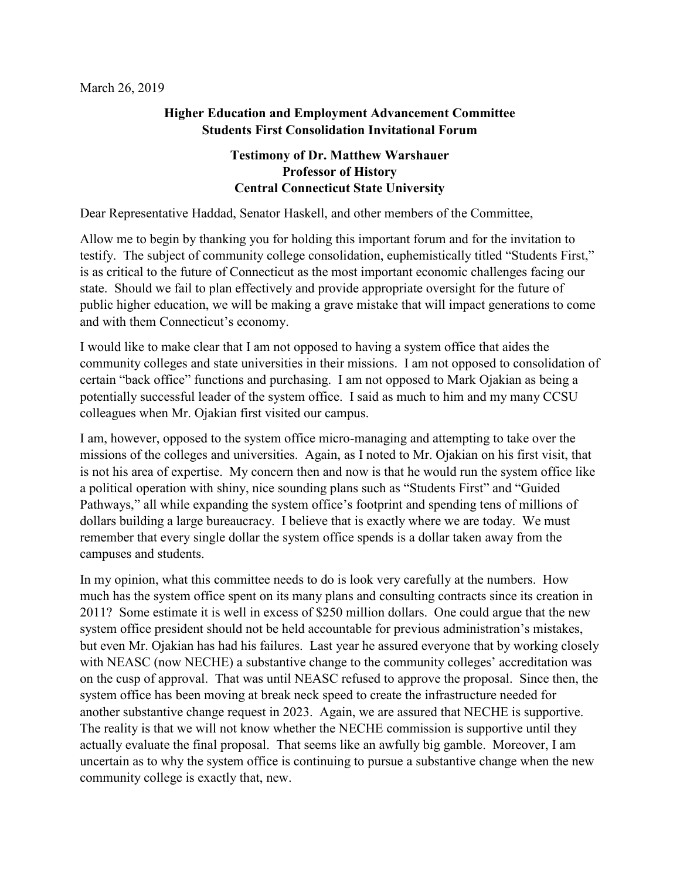March 26, 2019

**Higher Education and Employment Advancement Committee**
**Students First Consolidation Invitational Forum**

**Testimony of Dr. Matthew Warshauer**
**Professor of History**
**Central Connecticut State University**

Dear Representative Haddad, Senator Haskell, and other members of the Committee,

Allow me to begin by thanking you for holding this important forum and for the invitation to testify. The subject of community college consolidation, euphemistically titled "Students First," is as critical to the future of Connecticut as the most important economic challenges facing our state. Should we fail to plan effectively and provide appropriate oversight for the future of public higher education, we will be making a grave mistake that will impact generations to come and with them Connecticut's economy.

I would like to make clear that I am not opposed to having a system office that aides the community colleges and state universities in their missions. I am not opposed to consolidation of certain "back office" functions and purchasing. I am not opposed to Mark Ojakian as being a potentially successful leader of the system office. I said as much to him and my many CCSU colleagues when Mr. Ojakian first visited our campus.

I am, however, opposed to the system office micro-managing and attempting to take over the missions of the colleges and universities. Again, as I noted to Mr. Ojakian on his first visit, that is not his area of expertise. My concern then and now is that he would run the system office like a political operation with shiny, nice sounding plans such as "Students First" and "Guided Pathways," all while expanding the system office's footprint and spending tens of millions of dollars building a large bureaucracy. I believe that is exactly where we are today. We must remember that every single dollar the system office spends is a dollar taken away from the campuses and students.

In my opinion, what this committee needs to do is look very carefully at the numbers. How much has the system office spent on its many plans and consulting contracts since its creation in 2011? Some estimate it is well in excess of $250 million dollars. One could argue that the new system office president should not be held accountable for previous administration's mistakes, but even Mr. Ojakian has had his failures. Last year he assured everyone that by working closely with NEASC (now NECHE) a substantive change to the community colleges' accreditation was on the cusp of approval. That was until NEASC refused to approve the proposal. Since then, the system office has been moving at break neck speed to create the infrastructure needed for another substantive change request in 2023. Again, we are assured that NECHE is supportive. The reality is that we will not know whether the NECHE commission is supportive until they actually evaluate the final proposal. That seems like an awfully big gamble. Moreover, I am uncertain as to why the system office is continuing to pursue a substantive change when the new community college is exactly that, new.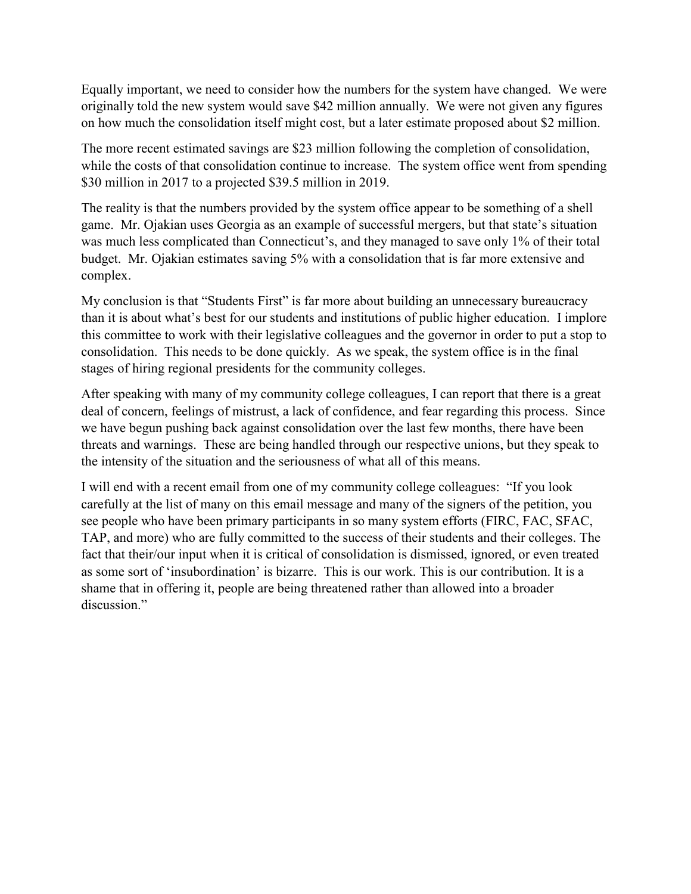Equally important, we need to consider how the numbers for the system have changed. We were originally told the new system would save $42 million annually. We were not given any figures on how much the consolidation itself might cost, but a later estimate proposed about $2 million.

The more recent estimated savings are $23 million following the completion of consolidation, while the costs of that consolidation continue to increase. The system office went from spending $30 million in 2017 to a projected $39.5 million in 2019.

The reality is that the numbers provided by the system office appear to be something of a shell game. Mr. Ojakian uses Georgia as an example of successful mergers, but that state's situation was much less complicated than Connecticut's, and they managed to save only 1% of their total budget. Mr. Ojakian estimates saving 5% with a consolidation that is far more extensive and complex.

My conclusion is that "Students First" is far more about building an unnecessary bureaucracy than it is about what's best for our students and institutions of public higher education. I implore this committee to work with their legislative colleagues and the governor in order to put a stop to consolidation. This needs to be done quickly. As we speak, the system office is in the final stages of hiring regional presidents for the community colleges.

After speaking with many of my community college colleagues, I can report that there is a great deal of concern, feelings of mistrust, a lack of confidence, and fear regarding this process. Since we have begun pushing back against consolidation over the last few months, there have been threats and warnings. These are being handled through our respective unions, but they speak to the intensity of the situation and the seriousness of what all of this means.

I will end with a recent email from one of my community college colleagues: "If you look carefully at the list of many on this email message and many of the signers of the petition, you see people who have been primary participants in so many system efforts (FIRC, FAC, SFAC, TAP, and more) who are fully committed to the success of their students and their colleges. The fact that their/our input when it is critical of consolidation is dismissed, ignored, or even treated as some sort of 'insubordination' is bizarre. This is our work. This is our contribution. It is a shame that in offering it, people are being threatened rather than allowed into a broader discussion."